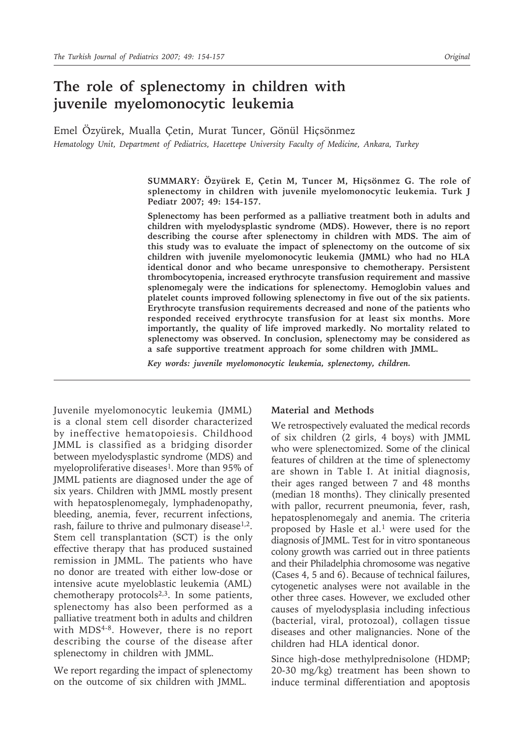# The role of splenectomy in children with juvenile myelomonocytic leukemia

Emel Özyürek, Mualla Çetin, Murat Tuncer, Gönül Hiçsönmez

*Hematology Unit, Department of Pediatrics, Hacettepe University Faculty of Medicine, Ankara, Turkey*

**SUMMARY: Özyürek E, Çetin M, Tuncer M, Hiçsönmez G. The role of splenectomy in children with juvenile myelomonocytic leukemia. Turk J Pediatr 2007; 49: 154-157.**

**Splenectomy has been performed as a palliative treatment both in adults and children with myelodysplastic syndrome (MDS). However, there is no report describing the course after splenectomy in children with MDS. The aim of this study was to evaluate the impact of splenectomy on the outcome of six children with juvenile myelomonocytic leukemia (JMML) who had no HLA identical donor and who became unresponsive to chemotherapy. Persistent thrombocytopenia, increased erythrocyte transfusion requirement and massive splenomegaly were the indications for splenectomy. Hemoglobin values and platelet counts improved following splenectomy in five out of the six patients. Erythrocyte transfusion requirements decreased and none of the patients who responded received erythrocyte transfusion for at least six months. More importantly, the quality of life improved markedly. No mortality related to splenectomy was observed. In conclusion, splenectomy may be considered as a safe supportive treatment approach for some children with JMML.**

***Key words: juvenile myelomonocytic leukemia, splenectomy, children.***

Juvenile myelomonocytic leukemia (JMML) is a clonal stem cell disorder characterized by ineffective hematopoiesis. Childhood JMML is classified as a bridging disorder between myelodysplastic syndrome (MDS) and myeloproliferative diseases[1]. More than 95% of JMML patients are diagnosed under the age of six years. Children with JMML mostly present with hepatosplenomegaly, lymphadenopathy, bleeding, anemia, fever, recurrent infections, rash, failure to thrive and pulmonary disease[1,2]. Stem cell transplantation (SCT) is the only effective therapy that has produced sustained remission in JMML. The patients who have no donor are treated with either low-dose or intensive acute myeloblastic leukemia (AML) chemotherapy protocols[2,3]. In some patients, splenectomy has also been performed as a palliative treatment both in adults and children with MDS[4-8]. However, there is no report describing the course of the disease after splenectomy in children with JMML.

We report regarding the impact of splenectomy on the outcome of six children with JMML.

## Material and Methods

We retrospectively evaluated the medical records of six children (2 girls, 4 boys) with JMML who were splenectomized. Some of the clinical features of children at the time of splenectomy are shown in Table I. At initial diagnosis, their ages ranged between 7 and 48 months (median 18 months). They clinically presented with pallor, recurrent pneumonia, fever, rash, hepatosplenomegaly and anemia. The criteria proposed by Hasle et al.[1] were used for the diagnosis of JMML. Test for in vitro spontaneous colony growth was carried out in three patients and their Philadelphia chromosome was negative (Cases 4, 5 and 6). Because of technical failures, cytogenetic analyses were not available in the other three cases. However, we excluded other causes of myelodysplasia including infectious (bacterial, viral, protozoal), collagen tissue diseases and other malignancies. None of the children had HLA identical donor.

Since high-dose methylprednisolone (HDMP; 20-30 mg/kg) treatment has been shown to induce terminal differentiation and apoptosis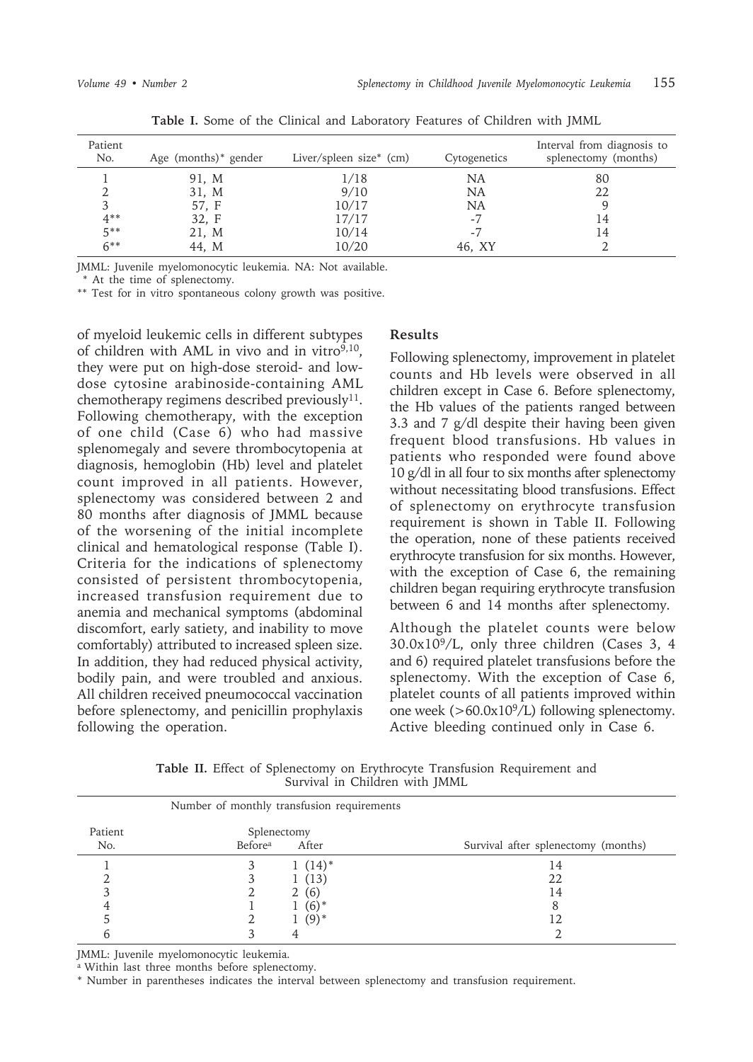**Table I.** Some of the Clinical and Laboratory Features of Children with JMML

| Patient No. | Age (months)* gender | Liver/spleen size* (cm) | Cytogenetics | Interval from diagnosis to splenectomy (months) |
|---|---|---|---|---|
| 1 | 91, M | 1/18 | NA | 80 |
| 2 | 31, M | 9/10 | NA | 22 |
| 3 | 57, F | 10/17 | NA | 9 |
| 4** | 32, F | 17/17 | -7 | 14 |
| 5** | 21, M | 10/14 | -7 | 14 |
| 6** | 44, M | 10/20 | 46, XY | 2 |

JMML: Juvenile myelomonocytic leukemia. NA: Not available.
* At the time of splenectomy.
** Test for in vitro spontaneous colony growth was positive.

of myeloid leukemic cells in different subtypes of children with AML in vivo and in vitro[9,10], they were put on high-dose steroid- and low-dose cytosine arabinoside-containing AML chemotherapy regimens described previously[11]. Following chemotherapy, with the exception of one child (Case 6) who had massive splenomegaly and severe thrombocytopenia at diagnosis, hemoglobin (Hb) level and platelet count improved in all patients. However, splenectomy was considered between 2 and 80 months after diagnosis of JMML because of the worsening of the initial incomplete clinical and hematological response (Table I). Criteria for the indications of splenectomy consisted of persistent thrombocytopenia, increased transfusion requirement due to anemia and mechanical symptoms (abdominal discomfort, early satiety, and inability to move comfortably) attributed to increased spleen size. In addition, they had reduced physical activity, bodily pain, and were troubled and anxious. All children received pneumococcal vaccination before splenectomy, and penicillin prophylaxis following the operation.

## Results

Following splenectomy, improvement in platelet counts and Hb levels were observed in all children except in Case 6. Before splenectomy, the Hb values of the patients ranged between 3.3 and 7 g/dl despite their having been given frequent blood transfusions. Hb values in patients who responded were found above 10 g/dl in all four to six months after splenectomy without necessitating blood transfusions. Effect of splenectomy on erythrocyte transfusion requirement is shown in Table II. Following the operation, none of these patients received erythrocyte transfusion for six months. However, with the exception of Case 6, the remaining children began requiring erythrocyte transfusion between 6 and 14 months after splenectomy.

Although the platelet counts were below $30.0\times10^9$/L, only three children (Cases 3, 4 and 6) required platelet transfusions before the splenectomy. With the exception of Case 6, platelet counts of all patients improved within one week ($>60.0\times10^9$/L) following splenectomy. Active bleeding continued only in Case 6.

**Table II.** Effect of Splenectomy on Erythrocyte Transfusion Requirement and Survival in Children with JMML

| | Number of monthly transfusion requirements | | |
|---|---|---|---|
| | Splenectomy | | |
| Patient No. | Before[a] | After | Survival after splenectomy (months) |
| 1 | 3 | 1 (14)* | 14 |
| 2 | 3 | 1 (13) | 22 |
| 3 | 2 | 2 (6) | 14 |
| 4 | 1 | 1 (6)* | 8 |
| 5 | 2 | 1 (9)* | 12 |
| 6 | 3 | 4 | 2 |

JMML: Juvenile myelomonocytic leukemia.
[a] Within last three months before splenectomy.
* Number in parentheses indicates the interval between splenectomy and transfusion requirement.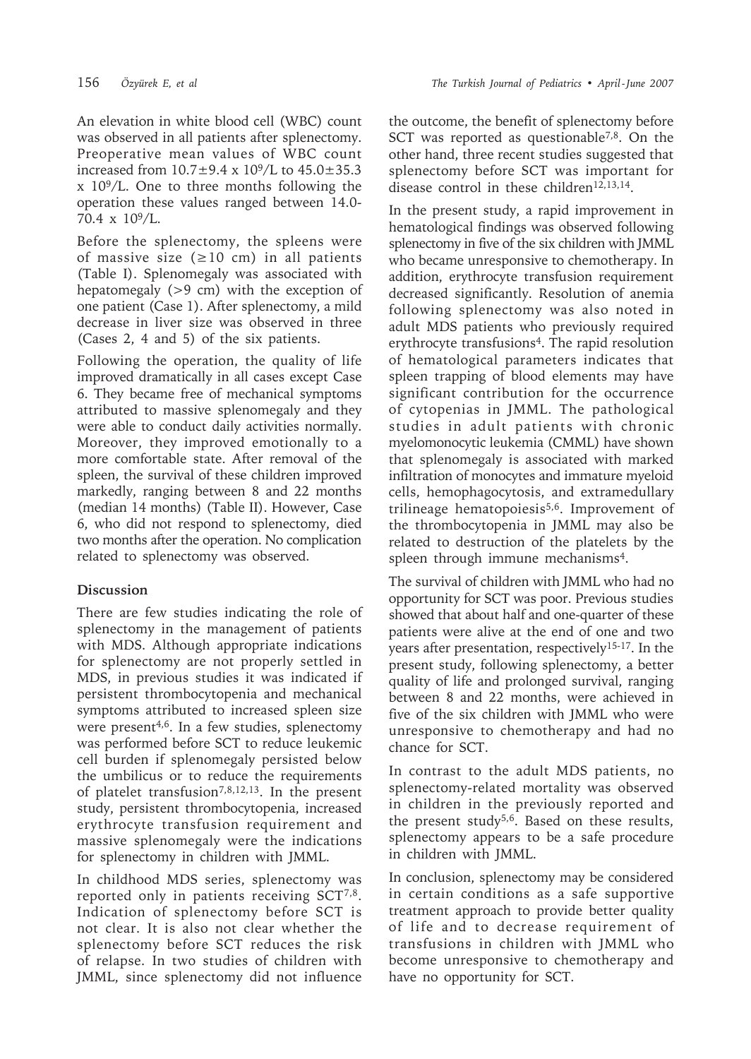An elevation in white blood cell (WBC) count was observed in all patients after splenectomy. Preoperative mean values of WBC count increased from $10.7 \pm 9.4 \times 10^9$/L to $45.0 \pm 35.3 \times 10^9$/L. One to three months following the operation these values ranged between 14.0-70.4 x $10^9$/L.

Before the splenectomy, the spleens were of massive size ($\geq 10$ cm) in all patients (Table I). Splenomegaly was associated with hepatomegaly (>9 cm) with the exception of one patient (Case 1). After splenectomy, a mild decrease in liver size was observed in three (Cases 2, 4 and 5) of the six patients.

Following the operation, the quality of life improved dramatically in all cases except Case 6. They became free of mechanical symptoms attributed to massive splenomegaly and they were able to conduct daily activities normally. Moreover, they improved emotionally to a more comfortable state. After removal of the spleen, the survival of these children improved markedly, ranging between 8 and 22 months (median 14 months) (Table II). However, Case 6, who did not respond to splenectomy, died two months after the operation. No complication related to splenectomy was observed.

## Discussion

There are few studies indicating the role of splenectomy in the management of patients with MDS. Although appropriate indications for splenectomy are not properly settled in MDS, in previous studies it was indicated if persistent thrombocytopenia and mechanical symptoms attributed to increased spleen size were present[4,6]. In a few studies, splenectomy was performed before SCT to reduce leukemic cell burden if splenomegaly persisted below the umbilicus or to reduce the requirements of platelet transfusion[7,8,12,13]. In the present study, persistent thrombocytopenia, increased erythrocyte transfusion requirement and massive splenomegaly were the indications for splenectomy in children with JMML.

In childhood MDS series, splenectomy was reported only in patients receiving SCT[7,8]. Indication of splenectomy before SCT is not clear. It is also not clear whether the splenectomy before SCT reduces the risk of relapse. In two studies of children with JMML, since splenectomy did not influence the outcome, the benefit of splenectomy before SCT was reported as questionable[7,8]. On the other hand, three recent studies suggested that splenectomy before SCT was important for disease control in these children[12,13,14].

In the present study, a rapid improvement in hematological findings was observed following splenectomy in five of the six children with JMML who became unresponsive to chemotherapy. In addition, erythrocyte transfusion requirement decreased significantly. Resolution of anemia following splenectomy was also noted in adult MDS patients who previously required erythrocyte transfusions[4]. The rapid resolution of hematological parameters indicates that spleen trapping of blood elements may have significant contribution for the occurrence of cytopenias in JMML. The pathological studies in adult patients with chronic myelomonocytic leukemia (CMML) have shown that splenomegaly is associated with marked infiltration of monocytes and immature myeloid cells, hemophagocytosis, and extramedullary trilineage hematopoiesis[5,6]. Improvement of the thrombocytopenia in JMML may also be related to destruction of the platelets by the spleen through immune mechanisms[4].

The survival of children with JMML who had no opportunity for SCT was poor. Previous studies showed that about half and one-quarter of these patients were alive at the end of one and two years after presentation, respectively[15-17]. In the present study, following splenectomy, a better quality of life and prolonged survival, ranging between 8 and 22 months, were achieved in five of the six children with JMML who were unresponsive to chemotherapy and had no chance for SCT.

In contrast to the adult MDS patients, no splenectomy-related mortality was observed in children in the previously reported and the present study[5,6]. Based on these results, splenectomy appears to be a safe procedure in children with JMML.

In conclusion, splenectomy may be considered in certain conditions as a safe supportive treatment approach to provide better quality of life and to decrease requirement of transfusions in children with JMML who become unresponsive to chemotherapy and have no opportunity for SCT.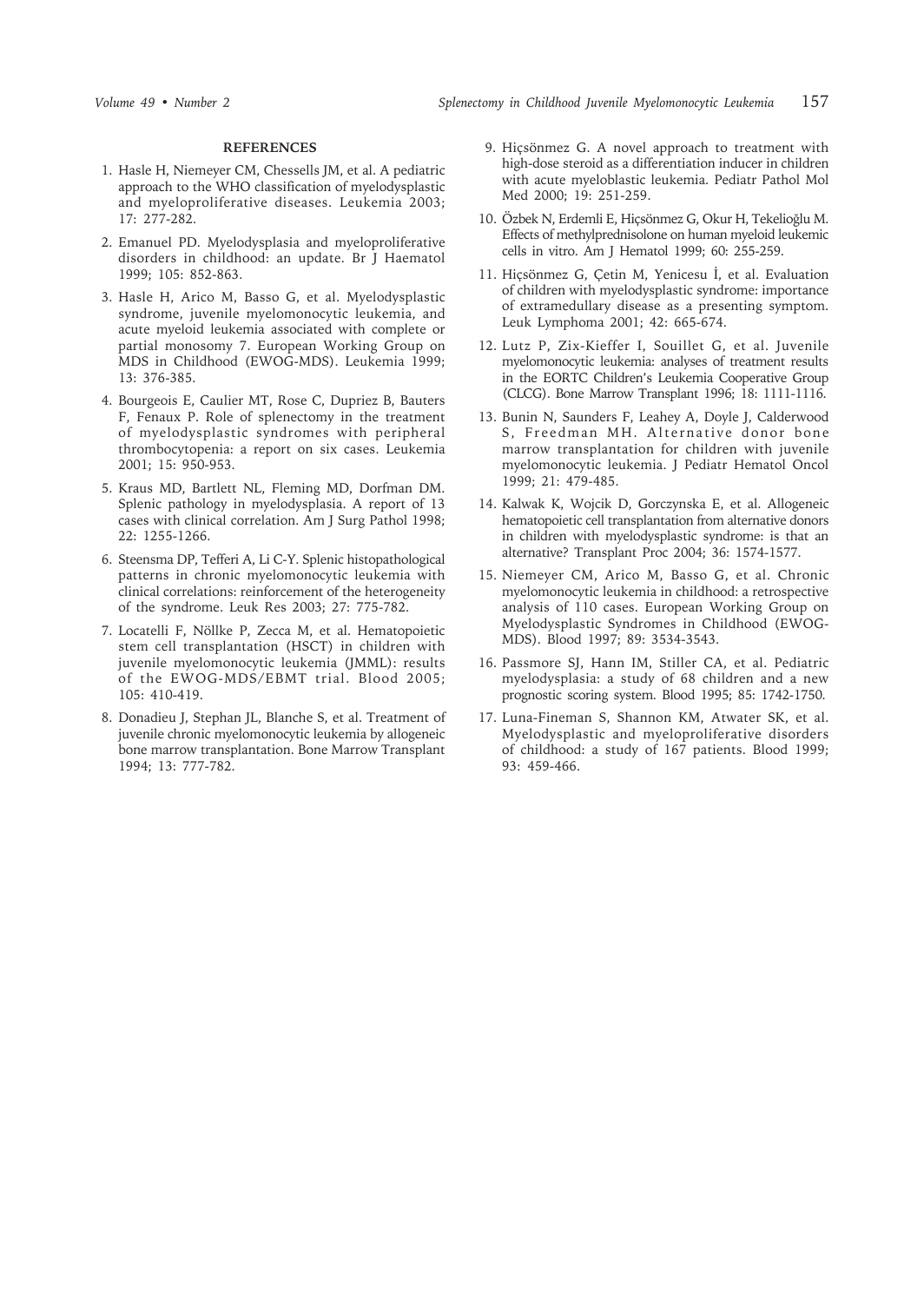## REFERENCES

1. Hasle H, Niemeyer CM, Chessells JM, et al. A pediatric approach to the WHO classification of myelodysplastic and myeloproliferative diseases. Leukemia 2003; 17: 277-282.
2. Emanuel PD. Myelodysplasia and myeloproliferative disorders in childhood: an update. Br J Haematol 1999; 105: 852-863.
3. Hasle H, Arico M, Basso G, et al. Myelodysplastic syndrome, juvenile myelomonocytic leukemia, and acute myeloid leukemia associated with complete or partial monosomy 7. European Working Group on MDS in Childhood (EWOG-MDS). Leukemia 1999; 13: 376-385.
4. Bourgeois E, Caulier MT, Rose C, Dupriez B, Bauters F, Fenaux P. Role of splenectomy in the treatment of myelodysplastic syndromes with peripheral thrombocytopenia: a report on six cases. Leukemia 2001; 15: 950-953.
5. Kraus MD, Bartlett NL, Fleming MD, Dorfman DM. Splenic pathology in myelodysplasia. A report of 13 cases with clinical correlation. Am J Surg Pathol 1998; 22: 1255-1266.
6. Steensma DP, Tefferi A, Li C-Y. Splenic histopathological patterns in chronic myelomonocytic leukemia with clinical correlations: reinforcement of the heterogeneity of the syndrome. Leuk Res 2003; 27: 775-782.
7. Locatelli F, Nöllke P, Zecca M, et al. Hematopoietic stem cell transplantation (HSCT) in children with juvenile myelomonocytic leukemia (JMML): results of the EWOG-MDS/EBMT trial. Blood 2005; 105: 410-419.
8. Donadieu J, Stephan JL, Blanche S, et al. Treatment of juvenile chronic myelomonocytic leukemia by allogeneic bone marrow transplantation. Bone Marrow Transplant 1994; 13: 777-782.
9. Hiçsönmez G. A novel approach to treatment with high-dose steroid as a differentiation inducer in children with acute myeloblastic leukemia. Pediatr Pathol Mol Med 2000; 19: 251-259.
10. Özbek N, Erdemli E, Hiçsönmez G, Okur H, Tekelioğlu M. Effects of methylprednisolone on human myeloid leukemic cells in vitro. Am J Hematol 1999; 60: 255-259.
11. Hiçsönmez G, Çetin M, Yenicesu İ, et al. Evaluation of children with myelodysplastic syndrome: importance of extramedullary disease as a presenting symptom. Leuk Lymphoma 2001; 42: 665-674.
12. Lutz P, Zix-Kieffer I, Souillet G, et al. Juvenile myelomonocytic leukemia: analyses of treatment results in the EORTC Children's Leukemia Cooperative Group (CLCG). Bone Marrow Transplant 1996; 18: 1111-1116.
13. Bunin N, Saunders F, Leahey A, Doyle J, Calderwood S, Freedman MH. Alternative donor bone marrow transplantation for children with juvenile myelomonocytic leukemia. J Pediatr Hematol Oncol 1999; 21: 479-485.
14. Kalwak K, Wojcik D, Gorczynska E, et al. Allogeneic hematopoietic cell transplantation from alternative donors in children with myelodysplastic syndrome: is that an alternative? Transplant Proc 2004; 36: 1574-1577.
15. Niemeyer CM, Arico M, Basso G, et al. Chronic myelomonocytic leukemia in childhood: a retrospective analysis of 110 cases. European Working Group on Myelodysplastic Syndromes in Childhood (EWOG-MDS). Blood 1997; 89: 3534-3543.
16. Passmore SJ, Hann IM, Stiller CA, et al. Pediatric myelodysplasia: a study of 68 children and a new prognostic scoring system. Blood 1995; 85: 1742-1750.
17. Luna-Fineman S, Shannon KM, Atwater SK, et al. Myelodysplastic and myeloproliferative disorders of childhood: a study of 167 patients. Blood 1999; 93: 459-466.